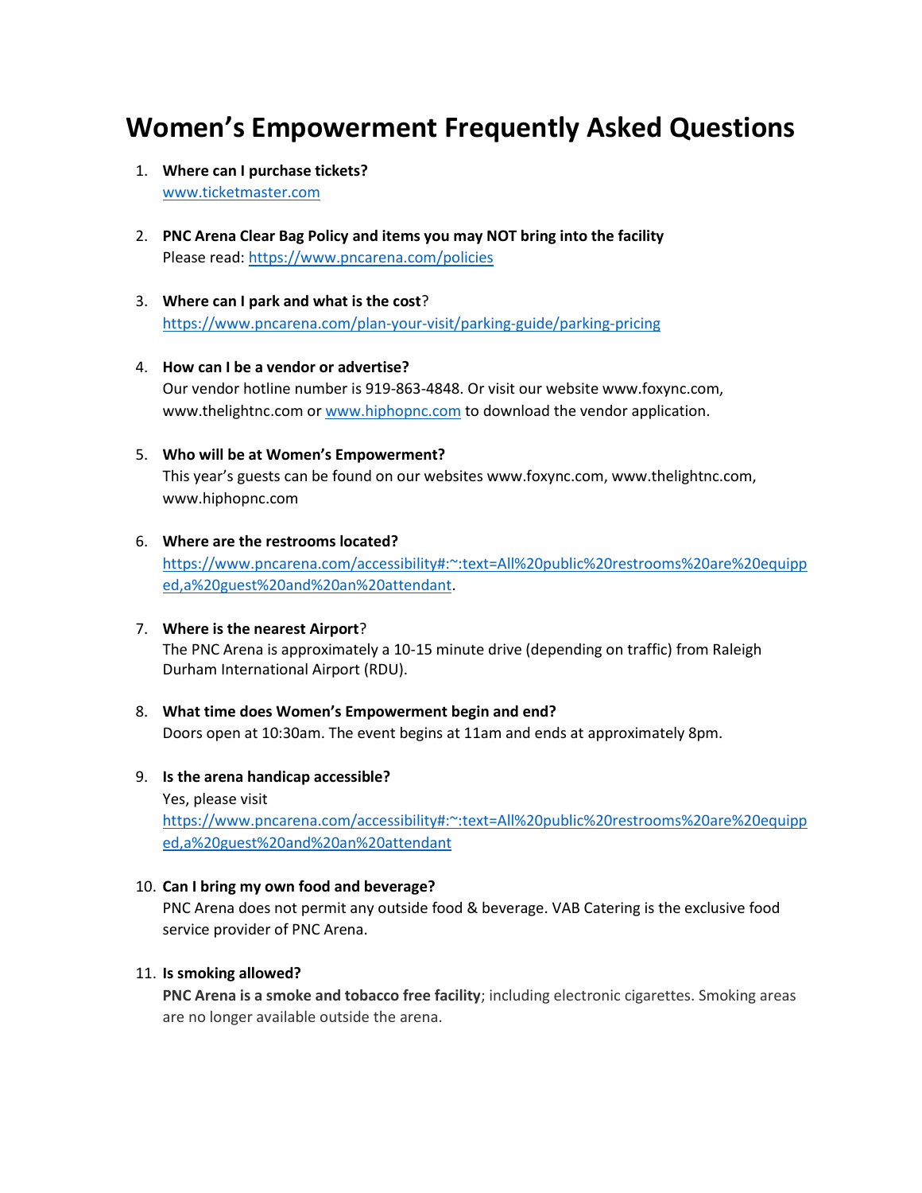# Women's Empowerment Frequently Asked Questions

1. **Where can I purchase tickets?**
   www.ticketmaster.com

2. **PNC Arena Clear Bag Policy and items you may NOT bring into the facility**
   Please read: https://www.pncarena.com/policies

3. **Where can I park and what is the cost**?
   https://www.pncarena.com/plan-your-visit/parking-guide/parking-pricing

4. **How can I be a vendor or advertise?**
   Our vendor hotline number is 919-863-4848. Or visit our website www.foxync.com, www.thelightnc.com or www.hiphopnc.com to download the vendor application.

5. **Who will be at Women's Empowerment?**
   This year's guests can be found on our websites www.foxync.com, www.thelightnc.com, www.hiphopnc.com

6. **Where are the restrooms located?**
   https://www.pncarena.com/accessibility#:~:text=All%20public%20restrooms%20are%20equipped,a%20guest%20and%20an%20attendant.

7. **Where is the nearest Airport**?
   The PNC Arena is approximately a 10-15 minute drive (depending on traffic) from Raleigh Durham International Airport (RDU).

8. **What time does Women's Empowerment begin and end?**
   Doors open at 10:30am. The event begins at 11am and ends at approximately 8pm.

9. **Is the arena handicap accessible?**
   Yes, please visit
   https://www.pncarena.com/accessibility#:~:text=All%20public%20restrooms%20are%20equipped,a%20guest%20and%20an%20attendant

10. **Can I bring my own food and beverage?**
    PNC Arena does not permit any outside food & beverage. VAB Catering is the exclusive food service provider of PNC Arena.

11. **Is smoking allowed?**
    **PNC Arena is a smoke and tobacco free facility**; including electronic cigarettes. Smoking areas are no longer available outside the arena.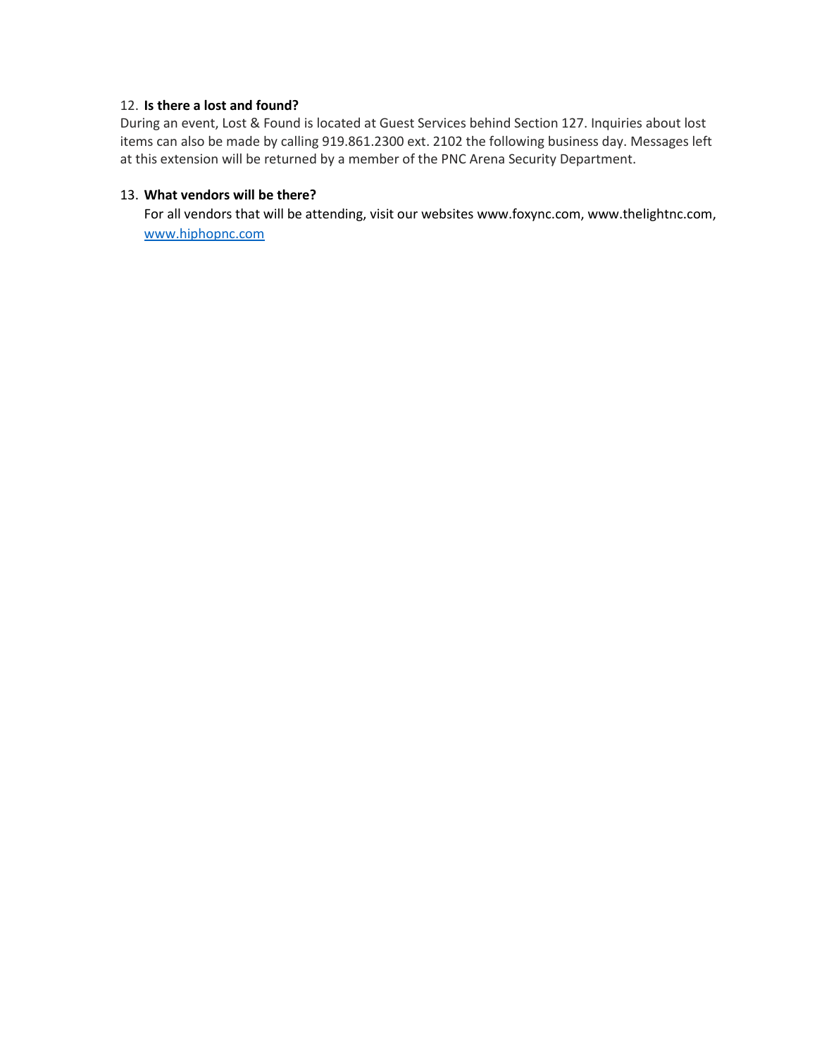12. **Is there a lost and found?**
During an event, Lost & Found is located at Guest Services behind Section 127. Inquiries about lost items can also be made by calling 919.861.2300 ext. 2102 the following business day. Messages left at this extension will be returned by a member of the PNC Arena Security Department.

13. **What vendors will be there?**
For all vendors that will be attending, visit our websites www.foxync.com, www.thelightnc.com, www.hiphopnc.com